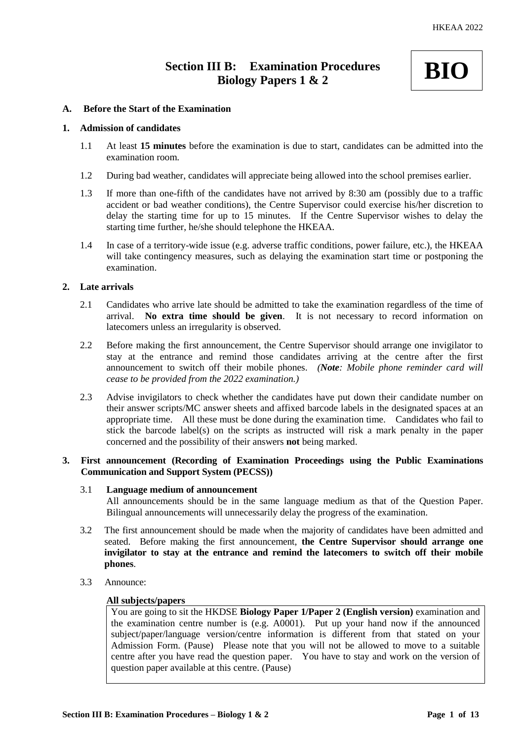# Section III B: Examination Procedures Biology Papers 1 & 2

**BIO**

## A. Before the Start of the Examination

### 1. Admission of candidates

1.1 At least **15 minutes** before the examination is due to start, candidates can be admitted into the examination room.

1.2 During bad weather, candidates will appreciate being allowed into the school premises earlier.

1.3 If more than one-fifth of the candidates have not arrived by 8:30 am (possibly due to a traffic accident or bad weather conditions), the Centre Supervisor could exercise his/her discretion to delay the starting time for up to 15 minutes. If the Centre Supervisor wishes to delay the starting time further, he/she should telephone the HKEAA.

1.4 In case of a territory-wide issue (e.g. adverse traffic conditions, power failure, etc.), the HKEAA will take contingency measures, such as delaying the examination start time or postponing the examination.

### 2. Late arrivals

2.1 Candidates who arrive late should be admitted to take the examination regardless of the time of arrival. **No extra time should be given**. It is not necessary to record information on latecomers unless an irregularity is observed.

2.2 Before making the first announcement, the Centre Supervisor should arrange one invigilator to stay at the entrance and remind those candidates arriving at the centre after the first announcement to switch off their mobile phones. *(**Note**: Mobile phone reminder card will cease to be provided from the 2022 examination.)*

2.3 Advise invigilators to check whether the candidates have put down their candidate number on their answer scripts/MC answer sheets and affixed barcode labels in the designated spaces at an appropriate time. All these must be done during the examination time. Candidates who fail to stick the barcode label(s) on the scripts as instructed will risk a mark penalty in the paper concerned and the possibility of their answers **not** being marked.

### 3. First announcement (Recording of Examination Proceedings using the Public Examinations Communication and Support System (PECSS))

3.1 **Language medium of announcement**
All announcements should be in the same language medium as that of the Question Paper. Bilingual announcements will unnecessarily delay the progress of the examination.

3.2 The first announcement should be made when the majority of candidates have been admitted and seated. Before making the first announcement, **the Centre Supervisor should arrange one invigilator to stay at the entrance and remind the latecomers to switch off their mobile phones**.

3.3 Announce:

**All subjects/papers**

> You are going to sit the HKDSE **Biology Paper 1/Paper 2 (English version)** examination and the examination centre number is (e.g. A0001). Put up your hand now if the announced subject/paper/language version/centre information is different from that stated on your Admission Form. (Pause) Please note that you will not be allowed to move to a suitable centre after you have read the question paper. You have to stay and work on the version of question paper available at this centre. (Pause)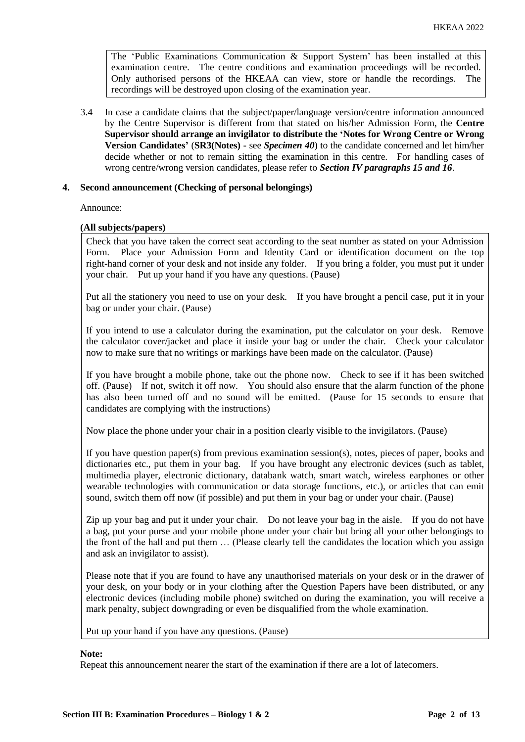The 'Public Examinations Communication & Support System' has been installed at this examination centre. The centre conditions and examination proceedings will be recorded. Only authorised persons of the HKEAA can view, store or handle the recordings. The recordings will be destroyed upon closing of the examination year.

3.4 In case a candidate claims that the subject/paper/language version/centre information announced by the Centre Supervisor is different from that stated on his/her Admission Form, the **Centre Supervisor should arrange an invigilator to distribute the 'Notes for Wrong Centre or Wrong Version Candidates'** (**SR3(Notes) -** see ***Specimen 40***) to the candidate concerned and let him/her decide whether or not to remain sitting the examination in this centre. For handling cases of wrong centre/wrong version candidates, please refer to ***Section IV paragraphs 15 and 16***.

## 4. Second announcement (Checking of personal belongings)

Announce:

**(All subjects/papers)**

Check that you have taken the correct seat according to the seat number as stated on your Admission Form. Place your Admission Form and Identity Card or identification document on the top right-hand corner of your desk and not inside any folder. If you bring a folder, you must put it under your chair. Put up your hand if you have any questions. (Pause)

Put all the stationery you need to use on your desk. If you have brought a pencil case, put it in your bag or under your chair. (Pause)

If you intend to use a calculator during the examination, put the calculator on your desk. Remove the calculator cover/jacket and place it inside your bag or under the chair. Check your calculator now to make sure that no writings or markings have been made on the calculator. (Pause)

If you have brought a mobile phone, take out the phone now. Check to see if it has been switched off. (Pause) If not, switch it off now. You should also ensure that the alarm function of the phone has also been turned off and no sound will be emitted. (Pause for 15 seconds to ensure that candidates are complying with the instructions)

Now place the phone under your chair in a position clearly visible to the invigilators. (Pause)

If you have question paper(s) from previous examination session(s), notes, pieces of paper, books and dictionaries etc., put them in your bag. If you have brought any electronic devices (such as tablet, multimedia player, electronic dictionary, databank watch, smart watch, wireless earphones or other wearable technologies with communication or data storage functions, etc.), or articles that can emit sound, switch them off now (if possible) and put them in your bag or under your chair. (Pause)

Zip up your bag and put it under your chair. Do not leave your bag in the aisle. If you do not have a bag, put your purse and your mobile phone under your chair but bring all your other belongings to the front of the hall and put them … (Please clearly tell the candidates the location which you assign and ask an invigilator to assist).

Please note that if you are found to have any unauthorised materials on your desk or in the drawer of your desk, on your body or in your clothing after the Question Papers have been distributed, or any electronic devices (including mobile phone) switched on during the examination, you will receive a mark penalty, subject downgrading or even be disqualified from the whole examination.

Put up your hand if you have any questions. (Pause)

**Note:**

Repeat this announcement nearer the start of the examination if there are a lot of latecomers.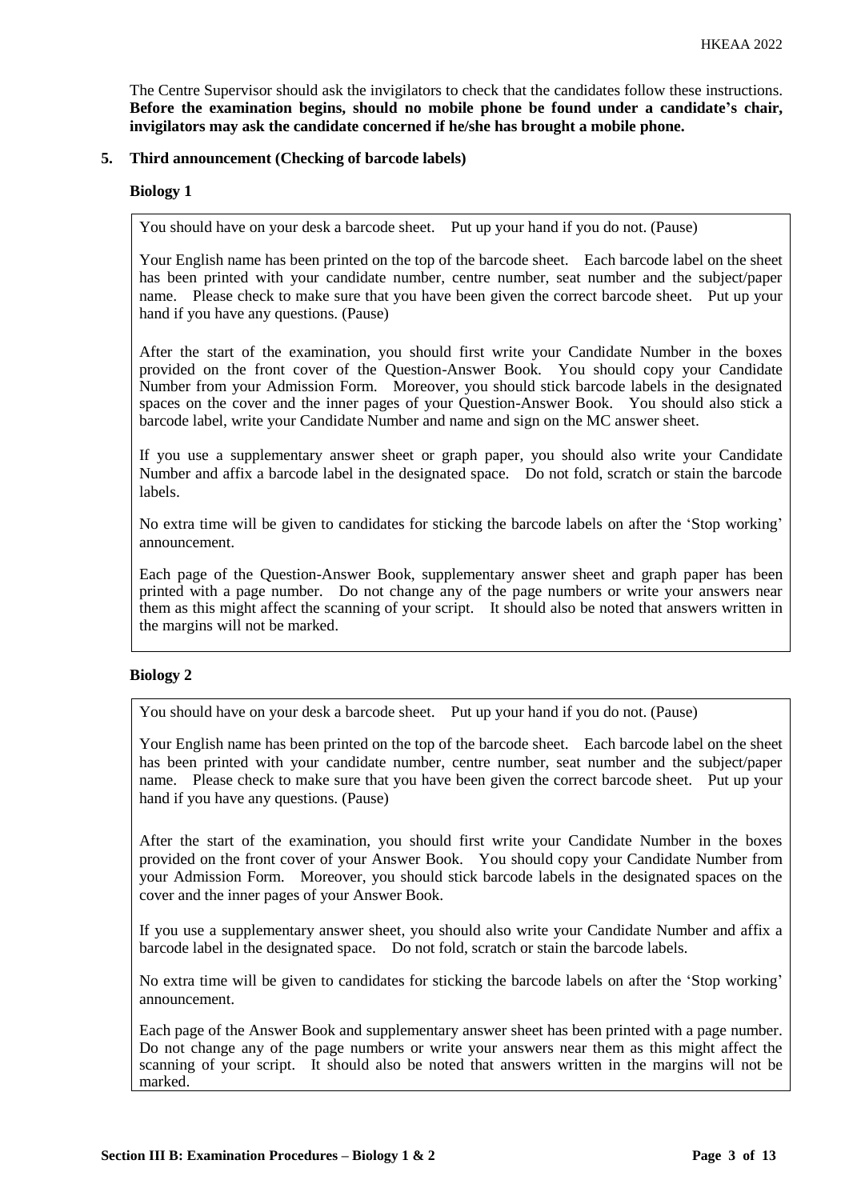The Centre Supervisor should ask the invigilators to check that the candidates follow these instructions. **Before the examination begins, should no mobile phone be found under a candidate's chair, invigilators may ask the candidate concerned if he/she has brought a mobile phone.**

## 5. Third announcement (Checking of barcode labels)

### Biology 1

> You should have on your desk a barcode sheet. Put up your hand if you do not. (Pause)
>
> Your English name has been printed on the top of the barcode sheet. Each barcode label on the sheet has been printed with your candidate number, centre number, seat number and the subject/paper name. Please check to make sure that you have been given the correct barcode sheet. Put up your hand if you have any questions. (Pause)
>
> After the start of the examination, you should first write your Candidate Number in the boxes provided on the front cover of the Question-Answer Book. You should copy your Candidate Number from your Admission Form. Moreover, you should stick barcode labels in the designated spaces on the cover and the inner pages of your Question-Answer Book. You should also stick a barcode label, write your Candidate Number and name and sign on the MC answer sheet.
>
> If you use a supplementary answer sheet or graph paper, you should also write your Candidate Number and affix a barcode label in the designated space. Do not fold, scratch or stain the barcode labels.
>
> No extra time will be given to candidates for sticking the barcode labels on after the 'Stop working' announcement.
>
> Each page of the Question-Answer Book, supplementary answer sheet and graph paper has been printed with a page number. Do not change any of the page numbers or write your answers near them as this might affect the scanning of your script. It should also be noted that answers written in the margins will not be marked.

### Biology 2

> You should have on your desk a barcode sheet. Put up your hand if you do not. (Pause)
>
> Your English name has been printed on the top of the barcode sheet. Each barcode label on the sheet has been printed with your candidate number, centre number, seat number and the subject/paper name. Please check to make sure that you have been given the correct barcode sheet. Put up your hand if you have any questions. (Pause)
>
> After the start of the examination, you should first write your Candidate Number in the boxes provided on the front cover of your Answer Book. You should copy your Candidate Number from your Admission Form. Moreover, you should stick barcode labels in the designated spaces on the cover and the inner pages of your Answer Book.
>
> If you use a supplementary answer sheet, you should also write your Candidate Number and affix a barcode label in the designated space. Do not fold, scratch or stain the barcode labels.
>
> No extra time will be given to candidates for sticking the barcode labels on after the 'Stop working' announcement.
>
> Each page of the Answer Book and supplementary answer sheet has been printed with a page number. Do not change any of the page numbers or write your answers near them as this might affect the scanning of your script. It should also be noted that answers written in the margins will not be marked.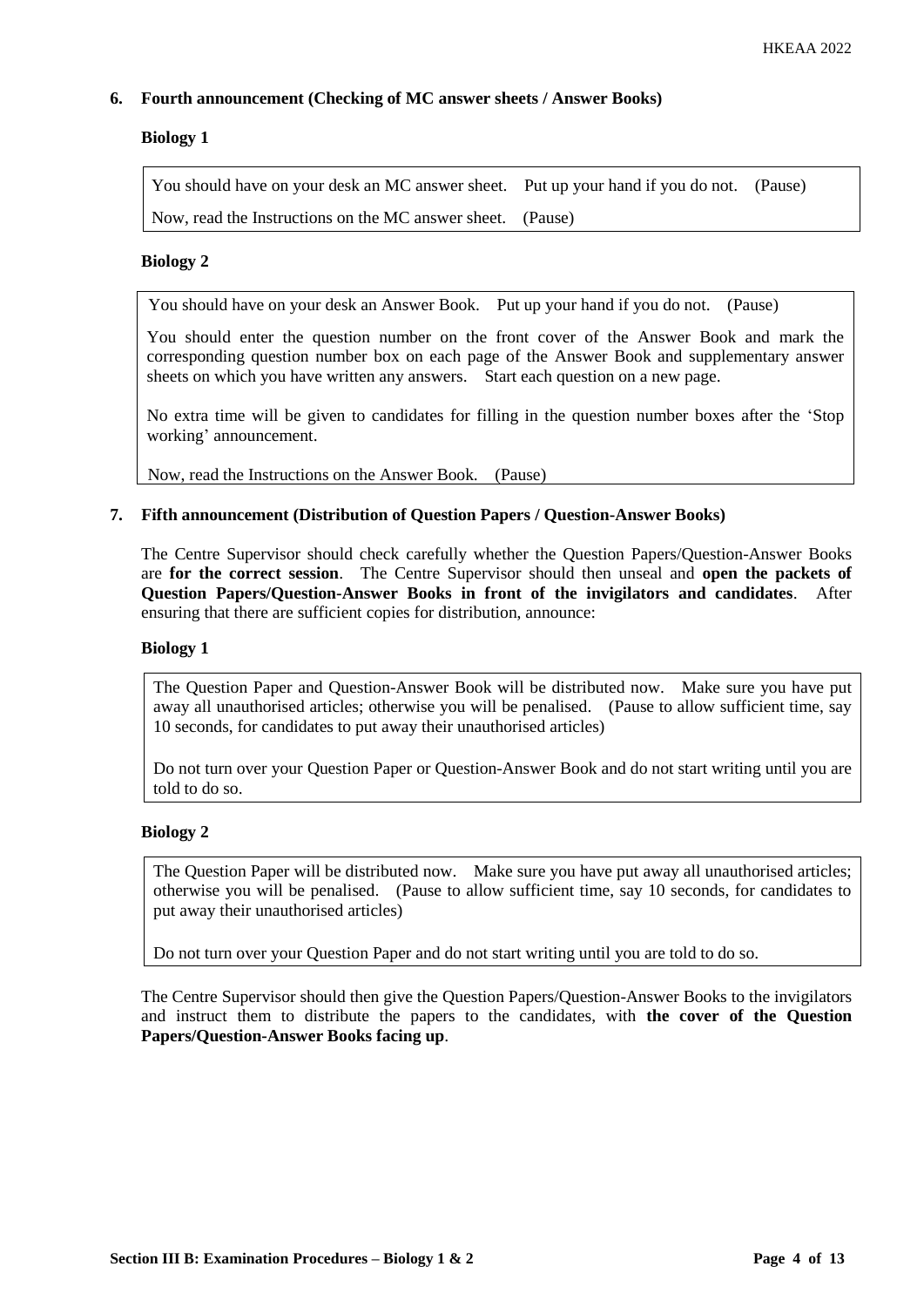## 6. Fourth announcement (Checking of MC answer sheets / Answer Books)

**Biology 1**

> You should have on your desk an MC answer sheet. Put up your hand if you do not. (Pause)
>
> Now, read the Instructions on the MC answer sheet. (Pause)

**Biology 2**

> You should have on your desk an Answer Book. Put up your hand if you do not. (Pause)
>
> You should enter the question number on the front cover of the Answer Book and mark the corresponding question number box on each page of the Answer Book and supplementary answer sheets on which you have written any answers. Start each question on a new page.
>
> No extra time will be given to candidates for filling in the question number boxes after the 'Stop working' announcement.
>
> Now, read the Instructions on the Answer Book. (Pause)

## 7. Fifth announcement (Distribution of Question Papers / Question-Answer Books)

The Centre Supervisor should check carefully whether the Question Papers/Question-Answer Books are **for the correct session**. The Centre Supervisor should then unseal and **open the packets of Question Papers/Question-Answer Books in front of the invigilators and candidates**. After ensuring that there are sufficient copies for distribution, announce:

**Biology 1**

> The Question Paper and Question-Answer Book will be distributed now. Make sure you have put away all unauthorised articles; otherwise you will be penalised. (Pause to allow sufficient time, say 10 seconds, for candidates to put away their unauthorised articles)
>
> Do not turn over your Question Paper or Question-Answer Book and do not start writing until you are told to do so.

**Biology 2**

> The Question Paper will be distributed now. Make sure you have put away all unauthorised articles; otherwise you will be penalised. (Pause to allow sufficient time, say 10 seconds, for candidates to put away their unauthorised articles)
>
> Do not turn over your Question Paper and do not start writing until you are told to do so.

The Centre Supervisor should then give the Question Papers/Question-Answer Books to the invigilators and instruct them to distribute the papers to the candidates, with **the cover of the Question Papers/Question-Answer Books facing up**.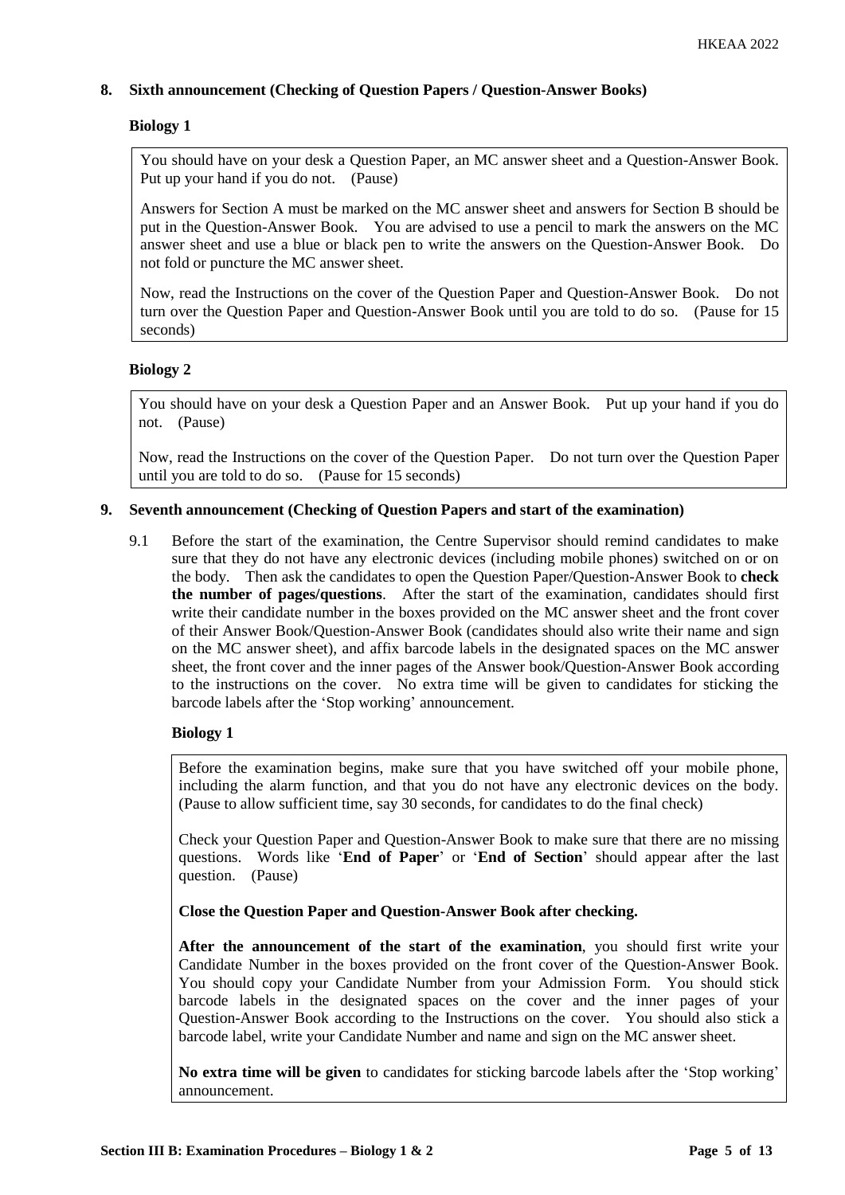## 8. Sixth announcement (Checking of Question Papers / Question-Answer Books)

**Biology 1**

> You should have on your desk a Question Paper, an MC answer sheet and a Question-Answer Book. Put up your hand if you do not. (Pause)
>
> Answers for Section A must be marked on the MC answer sheet and answers for Section B should be put in the Question-Answer Book. You are advised to use a pencil to mark the answers on the MC answer sheet and use a blue or black pen to write the answers on the Question-Answer Book. Do not fold or puncture the MC answer sheet.
>
> Now, read the Instructions on the cover of the Question Paper and Question-Answer Book. Do not turn over the Question Paper and Question-Answer Book until you are told to do so. (Pause for 15 seconds)

**Biology 2**

> You should have on your desk a Question Paper and an Answer Book. Put up your hand if you do not. (Pause)
>
> Now, read the Instructions on the cover of the Question Paper. Do not turn over the Question Paper until you are told to do so. (Pause for 15 seconds)

## 9. Seventh announcement (Checking of Question Papers and start of the examination)

9.1 Before the start of the examination, the Centre Supervisor should remind candidates to make sure that they do not have any electronic devices (including mobile phones) switched on or on the body. Then ask the candidates to open the Question Paper/Question-Answer Book to **check the number of pages/questions**. After the start of the examination, candidates should first write their candidate number in the boxes provided on the MC answer sheet and the front cover of their Answer Book/Question-Answer Book (candidates should also write their name and sign on the MC answer sheet), and affix barcode labels in the designated spaces on the MC answer sheet, the front cover and the inner pages of the Answer book/Question-Answer Book according to the instructions on the cover. No extra time will be given to candidates for sticking the barcode labels after the 'Stop working' announcement.

**Biology 1**

> Before the examination begins, make sure that you have switched off your mobile phone, including the alarm function, and that you do not have any electronic devices on the body. (Pause to allow sufficient time, say 30 seconds, for candidates to do the final check)
>
> Check your Question Paper and Question-Answer Book to make sure that there are no missing questions. Words like '**End of Paper**' or '**End of Section**' should appear after the last question. (Pause)
>
> **Close the Question Paper and Question-Answer Book after checking.**
>
> **After the announcement of the start of the examination**, you should first write your Candidate Number in the boxes provided on the front cover of the Question-Answer Book. You should copy your Candidate Number from your Admission Form. You should stick barcode labels in the designated spaces on the cover and the inner pages of your Question-Answer Book according to the Instructions on the cover. You should also stick a barcode label, write your Candidate Number and name and sign on the MC answer sheet.
>
> **No extra time will be given** to candidates for sticking barcode labels after the 'Stop working' announcement.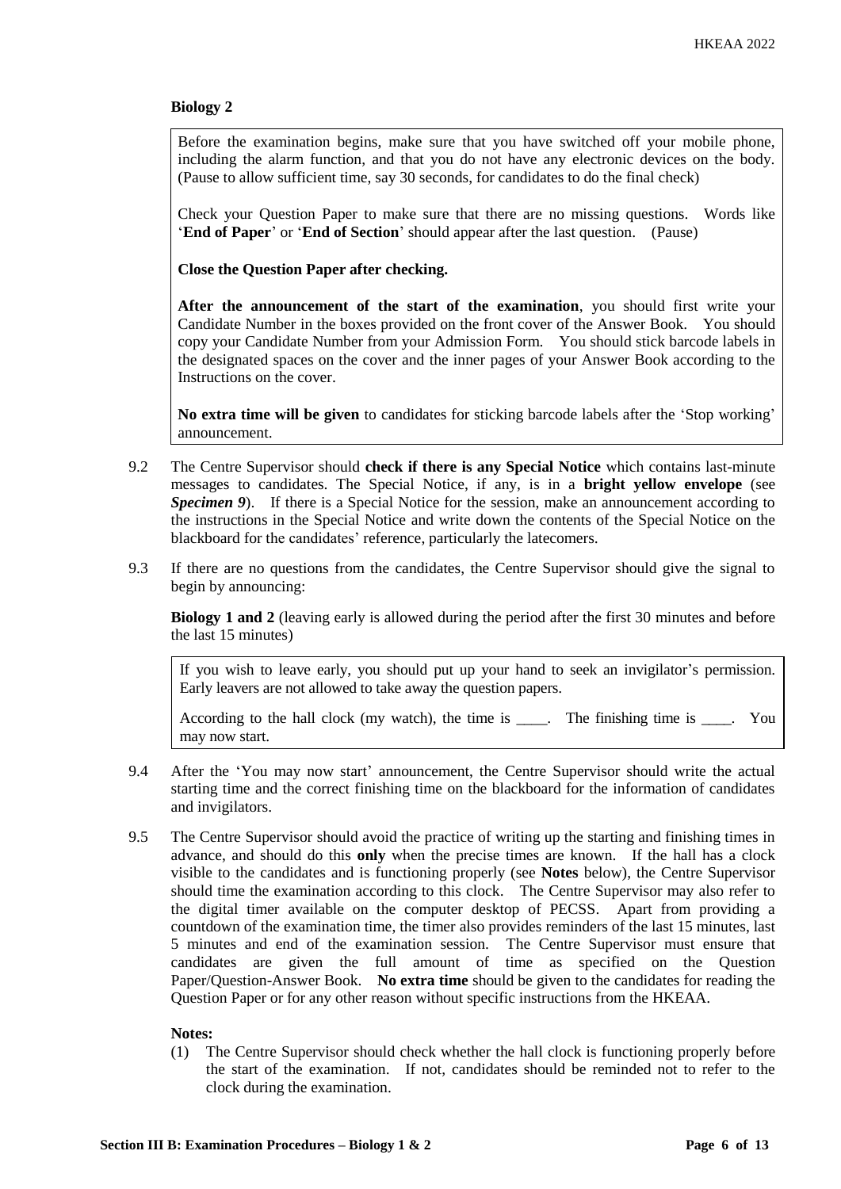**Biology 2**

> Before the examination begins, make sure that you have switched off your mobile phone, including the alarm function, and that you do not have any electronic devices on the body. (Pause to allow sufficient time, say 30 seconds, for candidates to do the final check)
>
> Check your Question Paper to make sure that there are no missing questions. Words like '**End of Paper**' or '**End of Section**' should appear after the last question. (Pause)
>
> **Close the Question Paper after checking.**
>
> **After the announcement of the start of the examination**, you should first write your Candidate Number in the boxes provided on the front cover of the Answer Book. You should copy your Candidate Number from your Admission Form. You should stick barcode labels in the designated spaces on the cover and the inner pages of your Answer Book according to the Instructions on the cover.
>
> **No extra time will be given** to candidates for sticking barcode labels after the 'Stop working' announcement.

9.2 The Centre Supervisor should **check if there is any Special Notice** which contains last-minute messages to candidates. The Special Notice, if any, is in a **bright yellow envelope** (see ***Specimen 9***). If there is a Special Notice for the session, make an announcement according to the instructions in the Special Notice and write down the contents of the Special Notice on the blackboard for the candidates' reference, particularly the latecomers.

9.3 If there are no questions from the candidates, the Centre Supervisor should give the signal to begin by announcing:

**Biology 1 and 2** (leaving early is allowed during the period after the first 30 minutes and before the last 15 minutes)

> If you wish to leave early, you should put up your hand to seek an invigilator's permission. Early leavers are not allowed to take away the question papers.
>
> According to the hall clock (my watch), the time is \_\_\_\_. The finishing time is \_\_\_\_. You may now start.

9.4 After the 'You may now start' announcement, the Centre Supervisor should write the actual starting time and the correct finishing time on the blackboard for the information of candidates and invigilators.

9.5 The Centre Supervisor should avoid the practice of writing up the starting and finishing times in advance, and should do this **only** when the precise times are known. If the hall has a clock visible to the candidates and is functioning properly (see **Notes** below), the Centre Supervisor should time the examination according to this clock. The Centre Supervisor may also refer to the digital timer available on the computer desktop of PECSS. Apart from providing a countdown of the examination time, the timer also provides reminders of the last 15 minutes, last 5 minutes and end of the examination session. The Centre Supervisor must ensure that candidates are given the full amount of time as specified on the Question Paper/Question-Answer Book. **No extra time** should be given to the candidates for reading the Question Paper or for any other reason without specific instructions from the HKEAA.

**Notes:**

(1) The Centre Supervisor should check whether the hall clock is functioning properly before the start of the examination. If not, candidates should be reminded not to refer to the clock during the examination.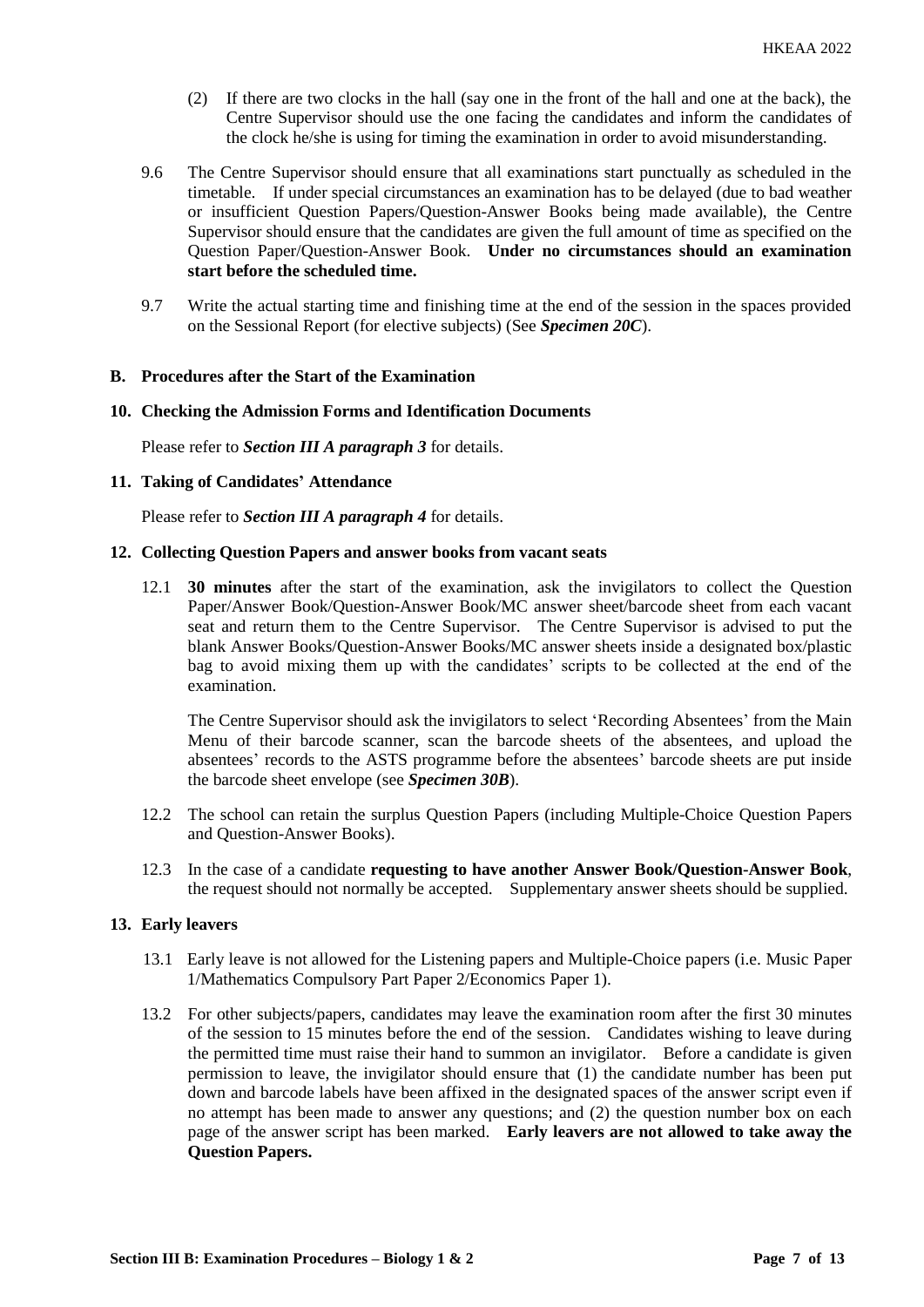(2) If there are two clocks in the hall (say one in the front of the hall and one at the back), the Centre Supervisor should use the one facing the candidates and inform the candidates of the clock he/she is using for timing the examination in order to avoid misunderstanding.

9.6 The Centre Supervisor should ensure that all examinations start punctually as scheduled in the timetable. If under special circumstances an examination has to be delayed (due to bad weather or insufficient Question Papers/Question-Answer Books being made available), the Centre Supervisor should ensure that the candidates are given the full amount of time as specified on the Question Paper/Question-Answer Book. **Under no circumstances should an examination start before the scheduled time.**

9.7 Write the actual starting time and finishing time at the end of the session in the spaces provided on the Sessional Report (for elective subjects) (See ***Specimen 20C***).

## B. Procedures after the Start of the Examination

### 10. Checking the Admission Forms and Identification Documents

Please refer to ***Section III A paragraph 3*** for details.

### 11. Taking of Candidates' Attendance

Please refer to ***Section III A paragraph 4*** for details.

### 12. Collecting Question Papers and answer books from vacant seats

12.1 **30 minutes** after the start of the examination, ask the invigilators to collect the Question Paper/Answer Book/Question-Answer Book/MC answer sheet/barcode sheet from each vacant seat and return them to the Centre Supervisor. The Centre Supervisor is advised to put the blank Answer Books/Question-Answer Books/MC answer sheets inside a designated box/plastic bag to avoid mixing them up with the candidates' scripts to be collected at the end of the examination.

The Centre Supervisor should ask the invigilators to select 'Recording Absentees' from the Main Menu of their barcode scanner, scan the barcode sheets of the absentees, and upload the absentees' records to the ASTS programme before the absentees' barcode sheets are put inside the barcode sheet envelope (see ***Specimen 30B***).

12.2 The school can retain the surplus Question Papers (including Multiple-Choice Question Papers and Question-Answer Books).

12.3 In the case of a candidate **requesting to have another Answer Book/Question-Answer Book**, the request should not normally be accepted. Supplementary answer sheets should be supplied.

### 13. Early leavers

13.1 Early leave is not allowed for the Listening papers and Multiple-Choice papers (i.e. Music Paper 1/Mathematics Compulsory Part Paper 2/Economics Paper 1).

13.2 For other subjects/papers, candidates may leave the examination room after the first 30 minutes of the session to 15 minutes before the end of the session. Candidates wishing to leave during the permitted time must raise their hand to summon an invigilator. Before a candidate is given permission to leave, the invigilator should ensure that (1) the candidate number has been put down and barcode labels have been affixed in the designated spaces of the answer script even if no attempt has been made to answer any questions; and (2) the question number box on each page of the answer script has been marked. **Early leavers are not allowed to take away the Question Papers.**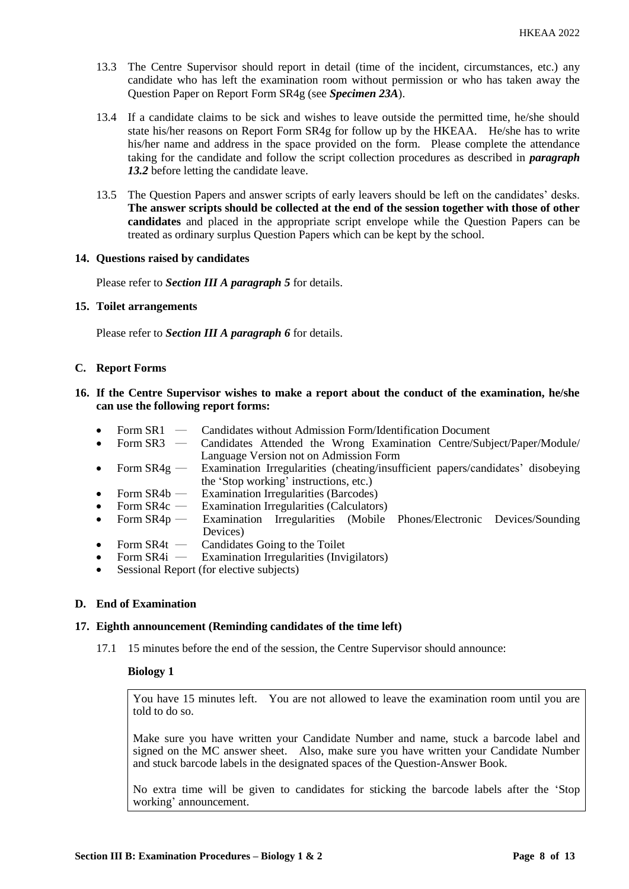13.3 The Centre Supervisor should report in detail (time of the incident, circumstances, etc.) any candidate who has left the examination room without permission or who has taken away the Question Paper on Report Form SR4g (see ***Specimen 23A***).

13.4 If a candidate claims to be sick and wishes to leave outside the permitted time, he/she should state his/her reasons on Report Form SR4g for follow up by the HKEAA. He/she has to write his/her name and address in the space provided on the form. Please complete the attendance taking for the candidate and follow the script collection procedures as described in ***paragraph 13.2*** before letting the candidate leave.

13.5 The Question Papers and answer scripts of early leavers should be left on the candidates' desks. **The answer scripts should be collected at the end of the session together with those of other candidates** and placed in the appropriate script envelope while the Question Papers can be treated as ordinary surplus Question Papers which can be kept by the school.

### 14. Questions raised by candidates

Please refer to ***Section III A paragraph 5*** for details.

### 15. Toilet arrangements

Please refer to ***Section III A paragraph 6*** for details.

## C. Report Forms

### 16. If the Centre Supervisor wishes to make a report about the conduct of the examination, he/she can use the following report forms:

- Form SR1 — Candidates without Admission Form/Identification Document
- Form SR3 — Candidates Attended the Wrong Examination Centre/Subject/Paper/Module/ Language Version not on Admission Form
- Form SR4g — Examination Irregularities (cheating/insufficient papers/candidates' disobeying the 'Stop working' instructions, etc.)
- Form SR4b — Examination Irregularities (Barcodes)
- Form SR4c — Examination Irregularities (Calculators)
- Form SR4p — Examination Irregularities (Mobile Phones/Electronic Devices/Sounding Devices)
- Form SR4t — Candidates Going to the Toilet
- Form SR4i — Examination Irregularities (Invigilators)
- Sessional Report (for elective subjects)

## D. End of Examination

### 17. Eighth announcement (Reminding candidates of the time left)

17.1 15 minutes before the end of the session, the Centre Supervisor should announce:

**Biology 1**

> You have 15 minutes left. You are not allowed to leave the examination room until you are told to do so.
>
> Make sure you have written your Candidate Number and name, stuck a barcode label and signed on the MC answer sheet. Also, make sure you have written your Candidate Number and stuck barcode labels in the designated spaces of the Question-Answer Book.
>
> No extra time will be given to candidates for sticking the barcode labels after the 'Stop working' announcement.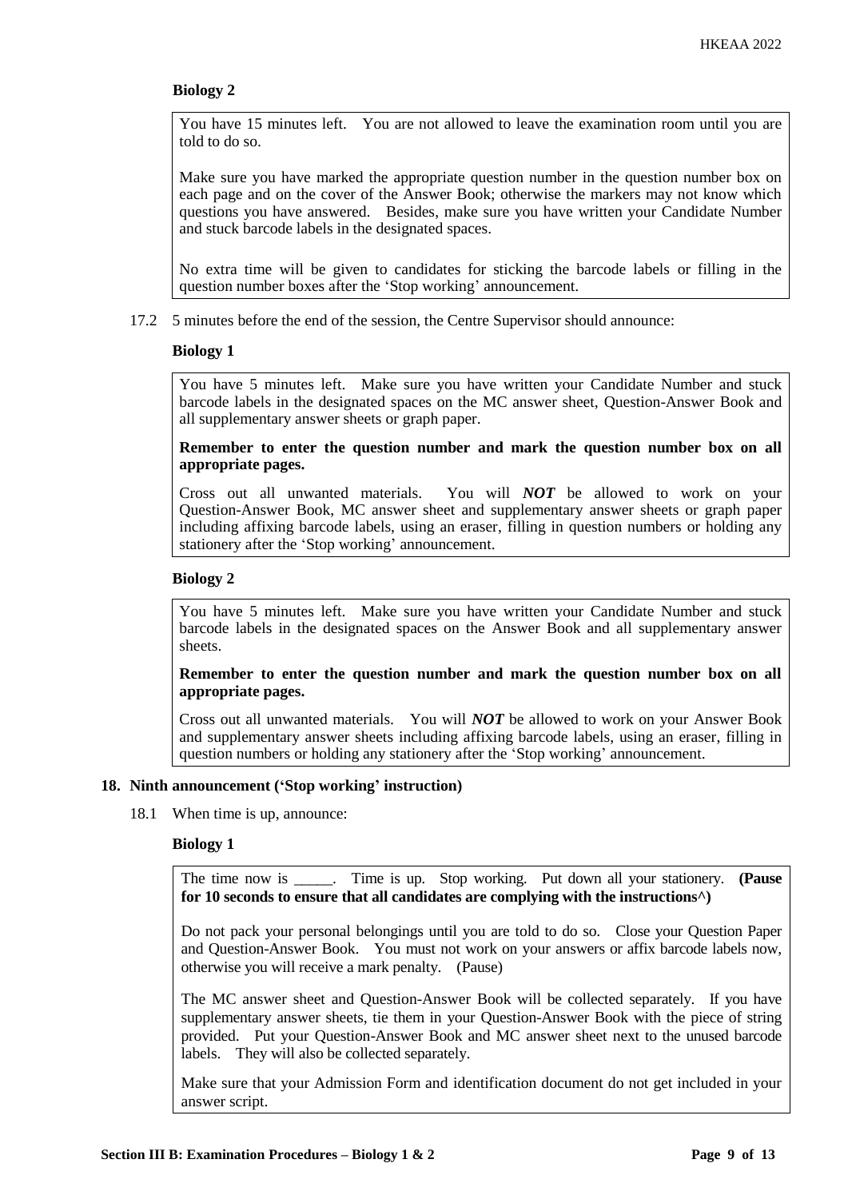**Biology 2**

> You have 15 minutes left. You are not allowed to leave the examination room until you are told to do so.
>
> Make sure you have marked the appropriate question number in the question number box on each page and on the cover of the Answer Book; otherwise the markers may not know which questions you have answered. Besides, make sure you have written your Candidate Number and stuck barcode labels in the designated spaces.
>
> No extra time will be given to candidates for sticking the barcode labels or filling in the question number boxes after the 'Stop working' announcement.

17.2 5 minutes before the end of the session, the Centre Supervisor should announce:

**Biology 1**

> You have 5 minutes left. Make sure you have written your Candidate Number and stuck barcode labels in the designated spaces on the MC answer sheet, Question-Answer Book and all supplementary answer sheets or graph paper.
>
> **Remember to enter the question number and mark the question number box on all appropriate pages.**
>
> Cross out all unwanted materials. You will ***NOT*** be allowed to work on your Question-Answer Book, MC answer sheet and supplementary answer sheets or graph paper including affixing barcode labels, using an eraser, filling in question numbers or holding any stationery after the 'Stop working' announcement.

**Biology 2**

> You have 5 minutes left. Make sure you have written your Candidate Number and stuck barcode labels in the designated spaces on the Answer Book and all supplementary answer sheets.
>
> **Remember to enter the question number and mark the question number box on all appropriate pages.**
>
> Cross out all unwanted materials. You will ***NOT*** be allowed to work on your Answer Book and supplementary answer sheets including affixing barcode labels, using an eraser, filling in question numbers or holding any stationery after the 'Stop working' announcement.

### 18. Ninth announcement ('Stop working' instruction)

18.1 When time is up, announce:

**Biology 1**

> The time now is _____. Time is up. Stop working. Put down all your stationery. **(Pause for 10 seconds to ensure that all candidates are complying with the instructions^)**
>
> Do not pack your personal belongings until you are told to do so. Close your Question Paper and Question-Answer Book. You must not work on your answers or affix barcode labels now, otherwise you will receive a mark penalty. (Pause)
>
> The MC answer sheet and Question-Answer Book will be collected separately. If you have supplementary answer sheets, tie them in your Question-Answer Book with the piece of string provided. Put your Question-Answer Book and MC answer sheet next to the unused barcode labels. They will also be collected separately.
>
> Make sure that your Admission Form and identification document do not get included in your answer script.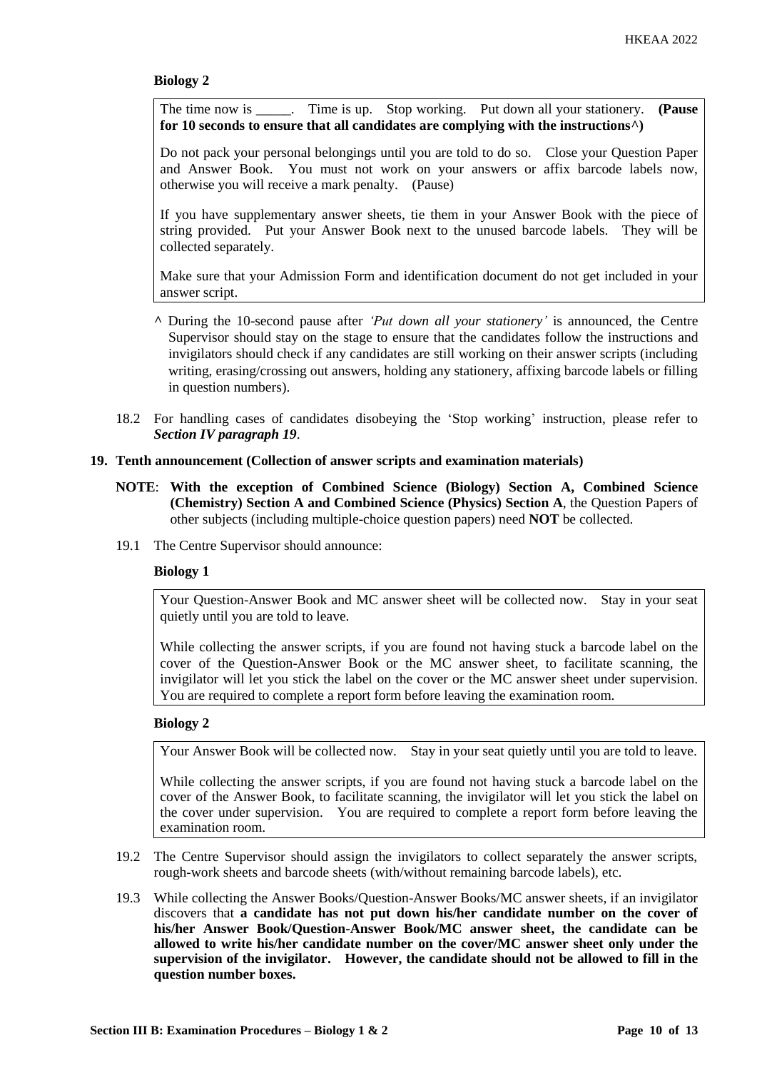**Biology 2**

> The time now is _____. Time is up. Stop working. Put down all your stationery. **(Pause for 10 seconds to ensure that all candidates are complying with the instructions^)**
>
> Do not pack your personal belongings until you are told to do so. Close your Question Paper and Answer Book. You must not work on your answers or affix barcode labels now, otherwise you will receive a mark penalty. (Pause)
>
> If you have supplementary answer sheets, tie them in your Answer Book with the piece of string provided. Put your Answer Book next to the unused barcode labels. They will be collected separately.
>
> Make sure that your Admission Form and identification document do not get included in your answer script.

^ During the 10-second pause after *'Put down all your stationery'* is announced, the Centre Supervisor should stay on the stage to ensure that the candidates follow the instructions and invigilators should check if any candidates are still working on their answer scripts (including writing, erasing/crossing out answers, holding any stationery, affixing barcode labels or filling in question numbers).

18.2 For handling cases of candidates disobeying the 'Stop working' instruction, please refer to ***Section IV paragraph 19***.

## 19. Tenth announcement (Collection of answer scripts and examination materials)

**NOTE**: **With the exception of Combined Science (Biology) Section A, Combined Science (Chemistry) Section A and Combined Science (Physics) Section A**, the Question Papers of other subjects (including multiple-choice question papers) need **NOT** be collected.

19.1 The Centre Supervisor should announce:

**Biology 1**

> Your Question-Answer Book and MC answer sheet will be collected now. Stay in your seat quietly until you are told to leave.
>
> While collecting the answer scripts, if you are found not having stuck a barcode label on the cover of the Question-Answer Book or the MC answer sheet, to facilitate scanning, the invigilator will let you stick the label on the cover or the MC answer sheet under supervision. You are required to complete a report form before leaving the examination room.

**Biology 2**

> Your Answer Book will be collected now. Stay in your seat quietly until you are told to leave.
>
> While collecting the answer scripts, if you are found not having stuck a barcode label on the cover of the Answer Book, to facilitate scanning, the invigilator will let you stick the label on the cover under supervision. You are required to complete a report form before leaving the examination room.

19.2 The Centre Supervisor should assign the invigilators to collect separately the answer scripts, rough-work sheets and barcode sheets (with/without remaining barcode labels), etc.

19.3 While collecting the Answer Books/Question-Answer Books/MC answer sheets, if an invigilator discovers that **a candidate has not put down his/her candidate number on the cover of his/her Answer Book/Question-Answer Book/MC answer sheet, the candidate can be allowed to write his/her candidate number on the cover/MC answer sheet only under the supervision of the invigilator. However, the candidate should not be allowed to fill in the question number boxes.**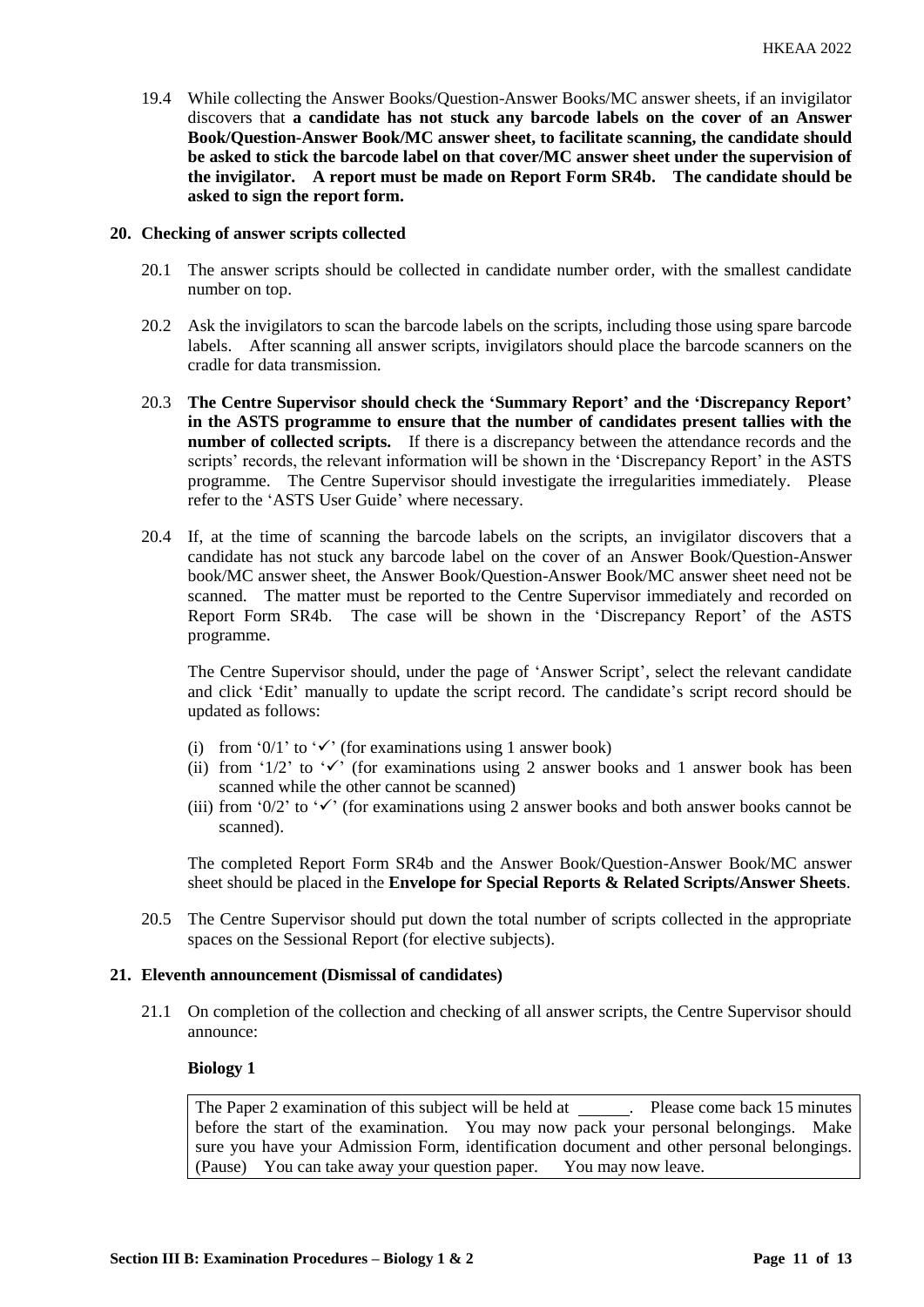19.4 While collecting the Answer Books/Question-Answer Books/MC answer sheets, if an invigilator discovers that **a candidate has not stuck any barcode labels on the cover of an Answer Book/Question-Answer Book/MC answer sheet, to facilitate scanning, the candidate should be asked to stick the barcode label on that cover/MC answer sheet under the supervision of the invigilator. A report must be made on Report Form SR4b. The candidate should be asked to sign the report form.**

## 20. Checking of answer scripts collected

20.1 The answer scripts should be collected in candidate number order, with the smallest candidate number on top.

20.2 Ask the invigilators to scan the barcode labels on the scripts, including those using spare barcode labels. After scanning all answer scripts, invigilators should place the barcode scanners on the cradle for data transmission.

20.3 **The Centre Supervisor should check the 'Summary Report' and the 'Discrepancy Report' in the ASTS programme to ensure that the number of candidates present tallies with the number of collected scripts.** If there is a discrepancy between the attendance records and the scripts' records, the relevant information will be shown in the 'Discrepancy Report' in the ASTS programme. The Centre Supervisor should investigate the irregularities immediately. Please refer to the 'ASTS User Guide' where necessary.

20.4 If, at the time of scanning the barcode labels on the scripts, an invigilator discovers that a candidate has not stuck any barcode label on the cover of an Answer Book/Question-Answer book/MC answer sheet, the Answer Book/Question-Answer Book/MC answer sheet need not be scanned. The matter must be reported to the Centre Supervisor immediately and recorded on Report Form SR4b. The case will be shown in the 'Discrepancy Report' of the ASTS programme.

The Centre Supervisor should, under the page of 'Answer Script', select the relevant candidate and click 'Edit' manually to update the script record. The candidate's script record should be updated as follows:

(i) from '0/1' to '✓' (for examinations using 1 answer book)
(ii) from '1/2' to '✓' (for examinations using 2 answer books and 1 answer book has been scanned while the other cannot be scanned)
(iii) from '0/2' to '✓' (for examinations using 2 answer books and both answer books cannot be scanned).

The completed Report Form SR4b and the Answer Book/Question-Answer Book/MC answer sheet should be placed in the **Envelope for Special Reports & Related Scripts/Answer Sheets**.

20.5 The Centre Supervisor should put down the total number of scripts collected in the appropriate spaces on the Sessional Report (for elective subjects).

## 21. Eleventh announcement (Dismissal of candidates)

21.1 On completion of the collection and checking of all answer scripts, the Centre Supervisor should announce:

**Biology 1**

| The Paper 2 examination of this subject will be held at ______. Please come back 15 minutes before the start of the examination. You may now pack your personal belongings. Make sure you have your Admission Form, identification document and other personal belongings. (Pause) You can take away your question paper. You may now leave. |
|---|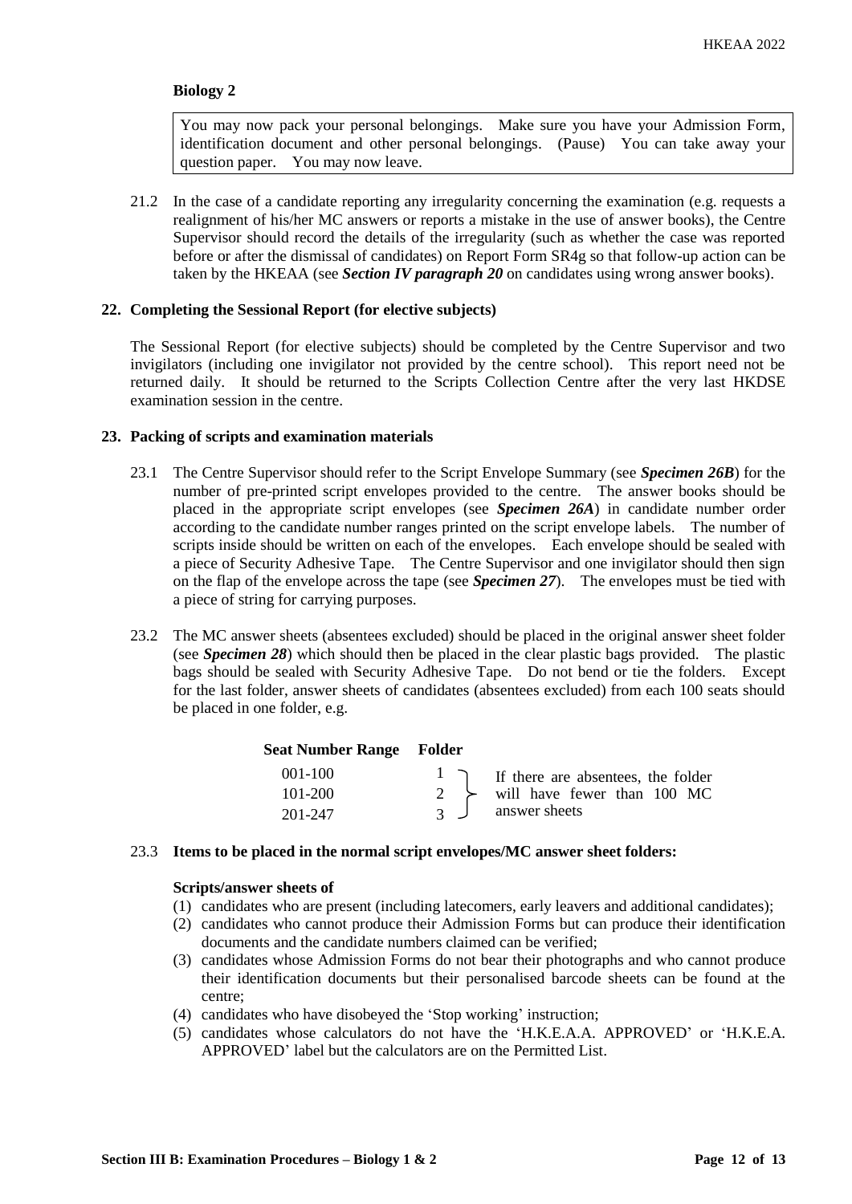**Biology 2**

> You may now pack your personal belongings. Make sure you have your Admission Form, identification document and other personal belongings. (Pause) You can take away your question paper. You may now leave.

21.2 In the case of a candidate reporting any irregularity concerning the examination (e.g. requests a realignment of his/her MC answers or reports a mistake in the use of answer books), the Centre Supervisor should record the details of the irregularity (such as whether the case was reported before or after the dismissal of candidates) on Report Form SR4g so that follow-up action can be taken by the HKEAA (see ***Section IV paragraph 20*** on candidates using wrong answer books).

**22. Completing the Sessional Report (for elective subjects)**

The Sessional Report (for elective subjects) should be completed by the Centre Supervisor and two invigilators (including one invigilator not provided by the centre school). This report need not be returned daily. It should be returned to the Scripts Collection Centre after the very last HKDSE examination session in the centre.

**23. Packing of scripts and examination materials**

23.1 The Centre Supervisor should refer to the Script Envelope Summary (see ***Specimen 26B***) for the number of pre-printed script envelopes provided to the centre. The answer books should be placed in the appropriate script envelopes (see ***Specimen 26A***) in candidate number order according to the candidate number ranges printed on the script envelope labels. The number of scripts inside should be written on each of the envelopes. Each envelope should be sealed with a piece of Security Adhesive Tape. The Centre Supervisor and one invigilator should then sign on the flap of the envelope across the tape (see ***Specimen 27***). The envelopes must be tied with a piece of string for carrying purposes.

23.2 The MC answer sheets (absentees excluded) should be placed in the original answer sheet folder (see ***Specimen 28***) which should then be placed in the clear plastic bags provided. The plastic bags should be sealed with Security Adhesive Tape. Do not bend or tie the folders. Except for the last folder, answer sheets of candidates (absentees excluded) from each 100 seats should be placed in one folder, e.g.

| Seat Number Range | Folder | |
|---|---|---|
| 001-100 | 1 | If there are absentees, the folder will have fewer than 100 MC answer sheets |
| 101-200 | 2 | |
| 201-247 | 3 | |

23.3 **Items to be placed in the normal script envelopes/MC answer sheet folders:**

**Scripts/answer sheets of**

(1) candidates who are present (including latecomers, early leavers and additional candidates);
(2) candidates who cannot produce their Admission Forms but can produce their identification documents and the candidate numbers claimed can be verified;
(3) candidates whose Admission Forms do not bear their photographs and who cannot produce their identification documents but their personalised barcode sheets can be found at the centre;
(4) candidates who have disobeyed the 'Stop working' instruction;
(5) candidates whose calculators do not have the 'H.K.E.A.A. APPROVED' or 'H.K.E.A. APPROVED' label but the calculators are on the Permitted List.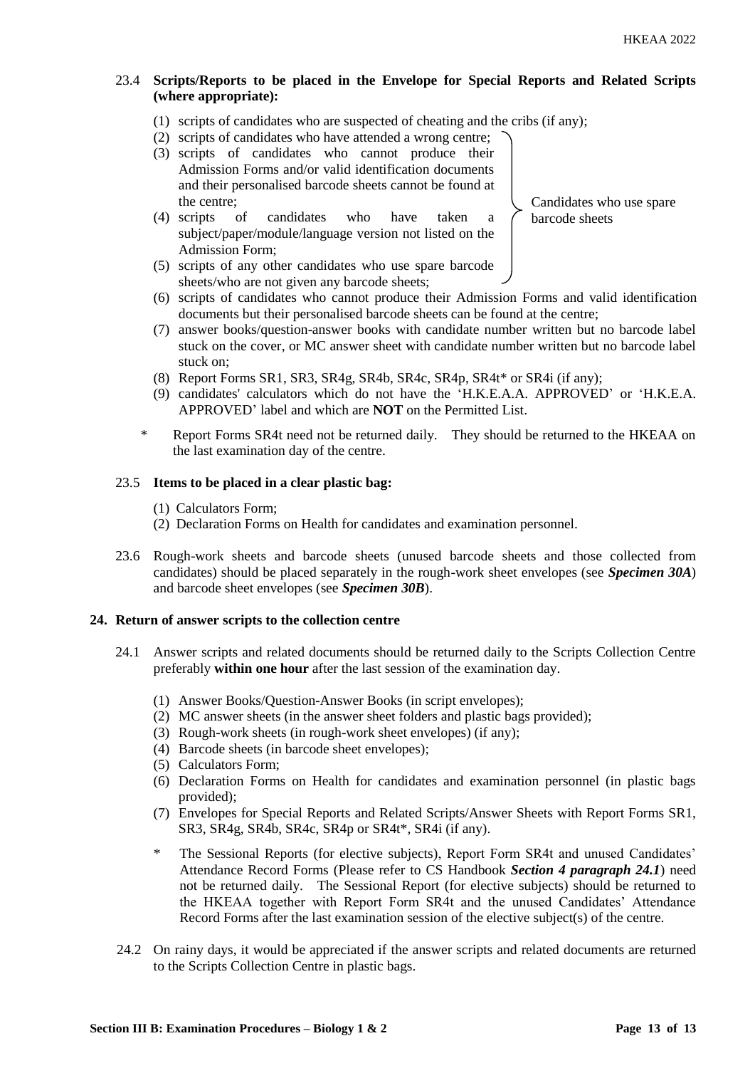23.4 **Scripts/Reports to be placed in the Envelope for Special Reports and Related Scripts (where appropriate):**

(1) scripts of candidates who are suspected of cheating and the cribs (if any);

Candidates who use spare barcode sheets:

(2) scripts of candidates who have attended a wrong centre;

(3) scripts of candidates who cannot produce their Admission Forms and/or valid identification documents and their personalised barcode sheets cannot be found at the centre;

(4) scripts of candidates who have taken a subject/paper/module/language version not listed on the Admission Form;

(5) scripts of any other candidates who use spare barcode sheets/who are not given any barcode sheets;

(6) scripts of candidates who cannot produce their Admission Forms and valid identification documents but their personalised barcode sheets can be found at the centre;

(7) answer books/question-answer books with candidate number written but no barcode label stuck on the cover, or MC answer sheet with candidate number written but no barcode label stuck on;

(8) Report Forms SR1, SR3, SR4g, SR4b, SR4c, SR4p, SR4t* or SR4i (if any);

(9) candidates' calculators which do not have the 'H.K.E.A.A. APPROVED' or 'H.K.E.A. APPROVED' label and which are **NOT** on the Permitted List.

\* Report Forms SR4t need not be returned daily. They should be returned to the HKEAA on the last examination day of the centre.

23.5 **Items to be placed in a clear plastic bag:**

(1) Calculators Form;

(2) Declaration Forms on Health for candidates and examination personnel.

23.6 Rough-work sheets and barcode sheets (unused barcode sheets and those collected from candidates) should be placed separately in the rough-work sheet envelopes (see ***Specimen 30A***) and barcode sheet envelopes (see ***Specimen 30B***).

## 24. Return of answer scripts to the collection centre

24.1 Answer scripts and related documents should be returned daily to the Scripts Collection Centre preferably **within one hour** after the last session of the examination day.

(1) Answer Books/Question-Answer Books (in script envelopes);

(2) MC answer sheets (in the answer sheet folders and plastic bags provided);

(3) Rough-work sheets (in rough-work sheet envelopes) (if any);

(4) Barcode sheets (in barcode sheet envelopes);

(5) Calculators Form;

(6) Declaration Forms on Health for candidates and examination personnel (in plastic bags provided);

(7) Envelopes for Special Reports and Related Scripts/Answer Sheets with Report Forms SR1, SR3, SR4g, SR4b, SR4c, SR4p or SR4t*, SR4i (if any).

\* The Sessional Reports (for elective subjects), Report Form SR4t and unused Candidates' Attendance Record Forms (Please refer to CS Handbook ***Section 4 paragraph 24.1***) need not be returned daily. The Sessional Report (for elective subjects) should be returned to the HKEAA together with Report Form SR4t and the unused Candidates' Attendance Record Forms after the last examination session of the elective subject(s) of the centre.

24.2 On rainy days, it would be appreciated if the answer scripts and related documents are returned to the Scripts Collection Centre in plastic bags.